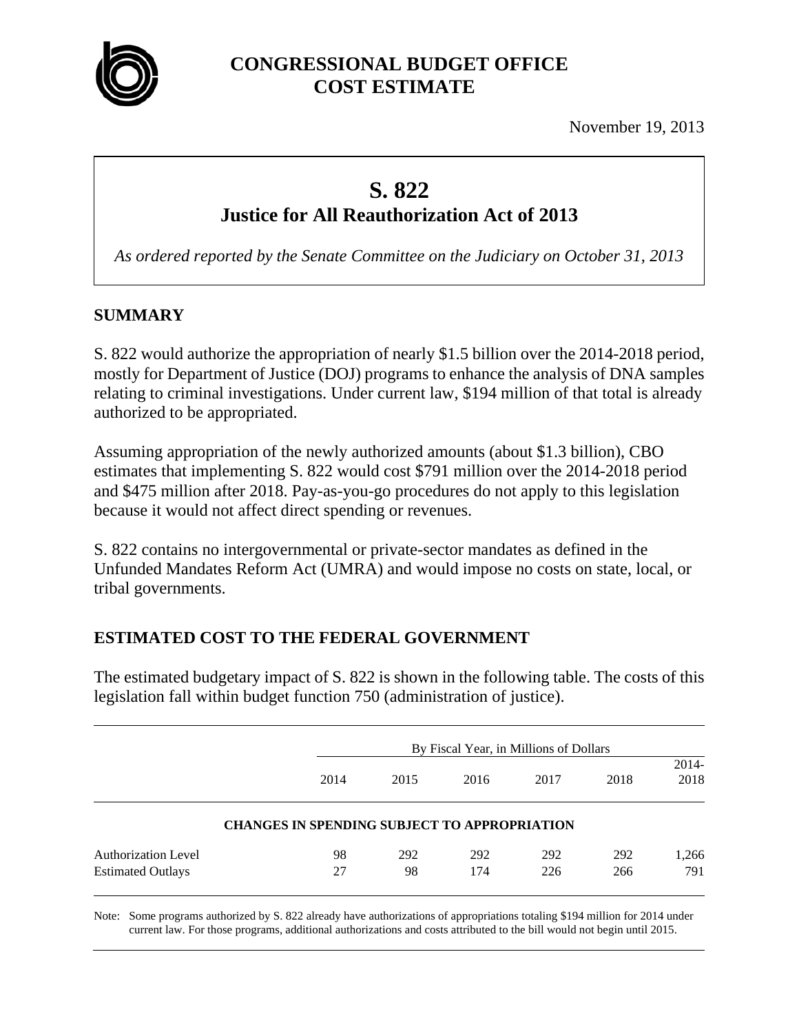# CONGRESSIONAL BUDGET OFFICE COST ESTIMATE

November 19, 2013

## S. 822
## Justice for All Reauthorization Act of 2013

*As ordered reported by the Senate Committee on the Judiciary on October 31, 2013*

## SUMMARY

S. 822 would authorize the appropriation of nearly $1.5 billion over the 2014-2018 period, mostly for Department of Justice (DOJ) programs to enhance the analysis of DNA samples relating to criminal investigations. Under current law, $194 million of that total is already authorized to be appropriated.

Assuming appropriation of the newly authorized amounts (about $1.3 billion), CBO estimates that implementing S. 822 would cost $791 million over the 2014-2018 period and $475 million after 2018. Pay-as-you-go procedures do not apply to this legislation because it would not affect direct spending or revenues.

S. 822 contains no intergovernmental or private-sector mandates as defined in the Unfunded Mandates Reform Act (UMRA) and would impose no costs on state, local, or tribal governments.

## ESTIMATED COST TO THE FEDERAL GOVERNMENT

The estimated budgetary impact of S. 822 is shown in the following table. The costs of this legislation fall within budget function 750 (administration of justice).

| | By Fiscal Year, in Millions of Dollars | | | | | |
|---|---|---|---|---|---|---|
| | 2014 | 2015 | 2016 | 2017 | 2018 | 2014-2018 |
| **CHANGES IN SPENDING SUBJECT TO APPROPRIATION** | | | | | | |
| Authorization Level | 98 | 292 | 292 | 292 | 292 | 1,266 |
| Estimated Outlays | 27 | 98 | 174 | 226 | 266 | 791 |

Note: Some programs authorized by S. 822 already have authorizations of appropriations totaling $194 million for 2014 under current law. For those programs, additional authorizations and costs attributed to the bill would not begin until 2015.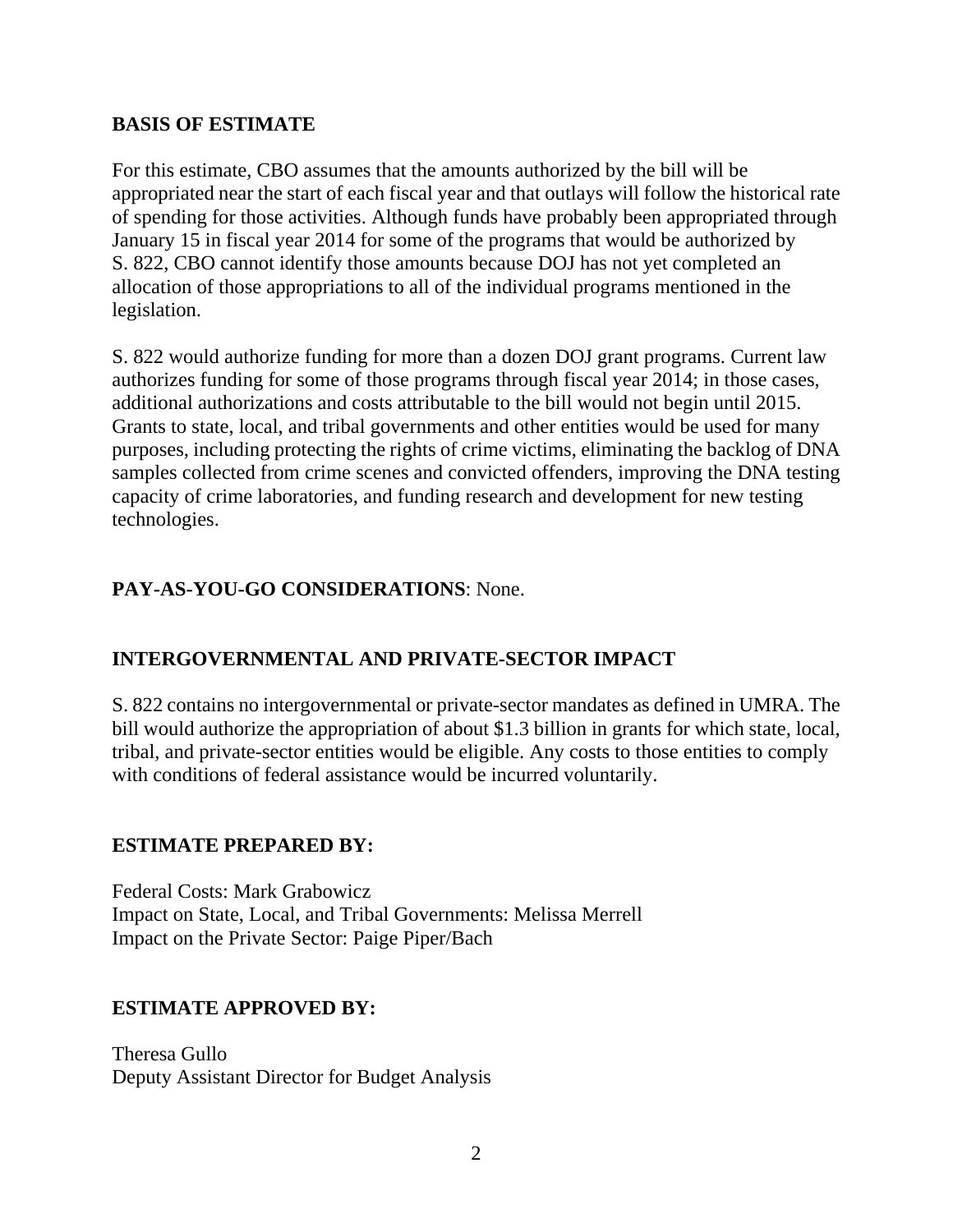## BASIS OF ESTIMATE

For this estimate, CBO assumes that the amounts authorized by the bill will be appropriated near the start of each fiscal year and that outlays will follow the historical rate of spending for those activities. Although funds have probably been appropriated through January 15 in fiscal year 2014 for some of the programs that would be authorized by S. 822, CBO cannot identify those amounts because DOJ has not yet completed an allocation of those appropriations to all of the individual programs mentioned in the legislation.

S. 822 would authorize funding for more than a dozen DOJ grant programs. Current law authorizes funding for some of those programs through fiscal year 2014; in those cases, additional authorizations and costs attributable to the bill would not begin until 2015. Grants to state, local, and tribal governments and other entities would be used for many purposes, including protecting the rights of crime victims, eliminating the backlog of DNA samples collected from crime scenes and convicted offenders, improving the DNA testing capacity of crime laboratories, and funding research and development for new testing technologies.

**PAY-AS-YOU-GO CONSIDERATIONS**: None.

## INTERGOVERNMENTAL AND PRIVATE-SECTOR IMPACT

S. 822 contains no intergovernmental or private-sector mandates as defined in UMRA. The bill would authorize the appropriation of about $1.3 billion in grants for which state, local, tribal, and private-sector entities would be eligible. Any costs to those entities to comply with conditions of federal assistance would be incurred voluntarily.

## ESTIMATE PREPARED BY:

Federal Costs: Mark Grabowicz
Impact on State, Local, and Tribal Governments: Melissa Merrell
Impact on the Private Sector: Paige Piper/Bach

## ESTIMATE APPROVED BY:

Theresa Gullo
Deputy Assistant Director for Budget Analysis